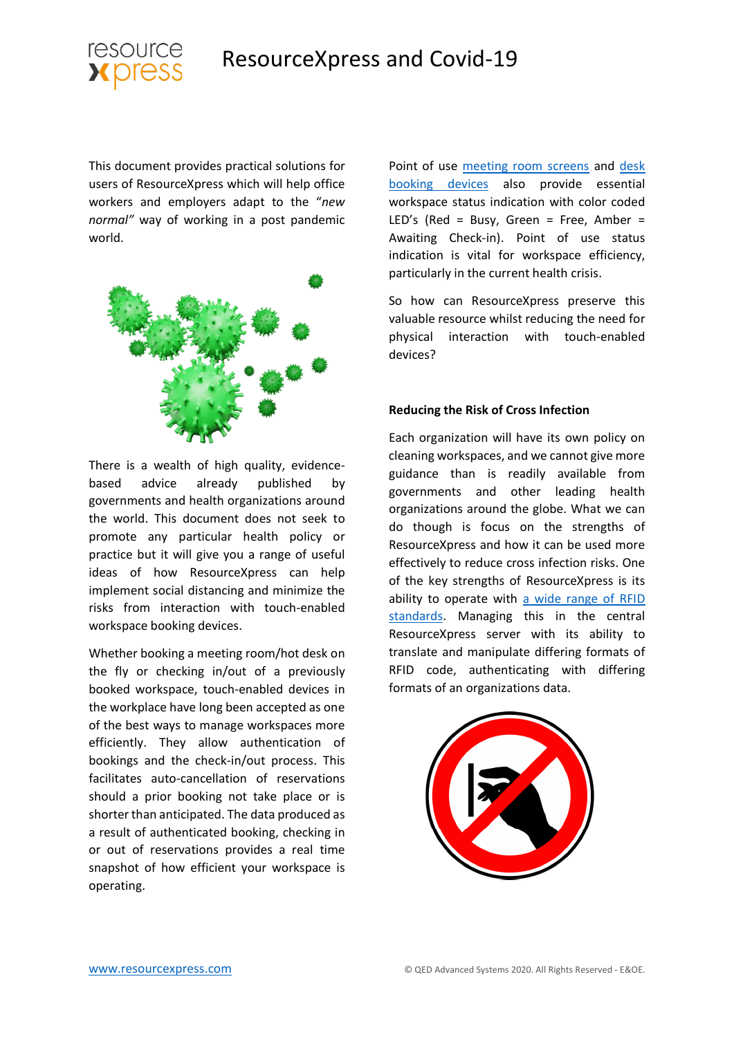# ResourceXpress and Covid-19

This document provides practical solutions for users of ResourceXpress which will help office workers and employers adapt to the "*new normal"* way of working in a post pandemic world.

There is a wealth of high quality, evidence-based advice already published by governments and health organizations around the world. This document does not seek to promote any particular health policy or practice but it will give you a range of useful ideas of how ResourceXpress can help implement social distancing and minimize the risks from interaction with touch-enabled workspace booking devices.

Whether booking a meeting room/hot desk on the fly or checking in/out of a previously booked workspace, touch-enabled devices in the workplace have long been accepted as one of the best ways to manage workspaces more efficiently. They allow authentication of bookings and the check-in/out process. This facilitates auto-cancellation of reservations should a prior booking not take place or is shorter than anticipated. The data produced as a result of authenticated booking, checking in or out of reservations provides a real time snapshot of how efficient your workspace is operating.

Point of use [meeting room screens]() and [desk booking devices]() also provide essential workspace status indication with color coded LED's (Red = Busy, Green = Free, Amber = Awaiting Check-in). Point of use status indication is vital for workspace efficiency, particularly in the current health crisis.

So how can ResourceXpress preserve this valuable resource whilst reducing the need for physical interaction with touch-enabled devices?

**Reducing the Risk of Cross Infection**

Each organization will have its own policy on cleaning workspaces, and we cannot give more guidance than is readily available from governments and other leading health organizations around the globe. What we can do though is focus on the strengths of ResourceXpress and how it can be used more effectively to reduce cross infection risks. One of the key strengths of ResourceXpress is its ability to operate with [a wide range of RFID standards](). Managing this in the central ResourceXpress server with its ability to translate and manipulate differing formats of RFID code, authenticating with differing formats of an organizations data.

[www.resourcexpress.com]()

© QED Advanced Systems 2020. All Rights Reserved - E&OE.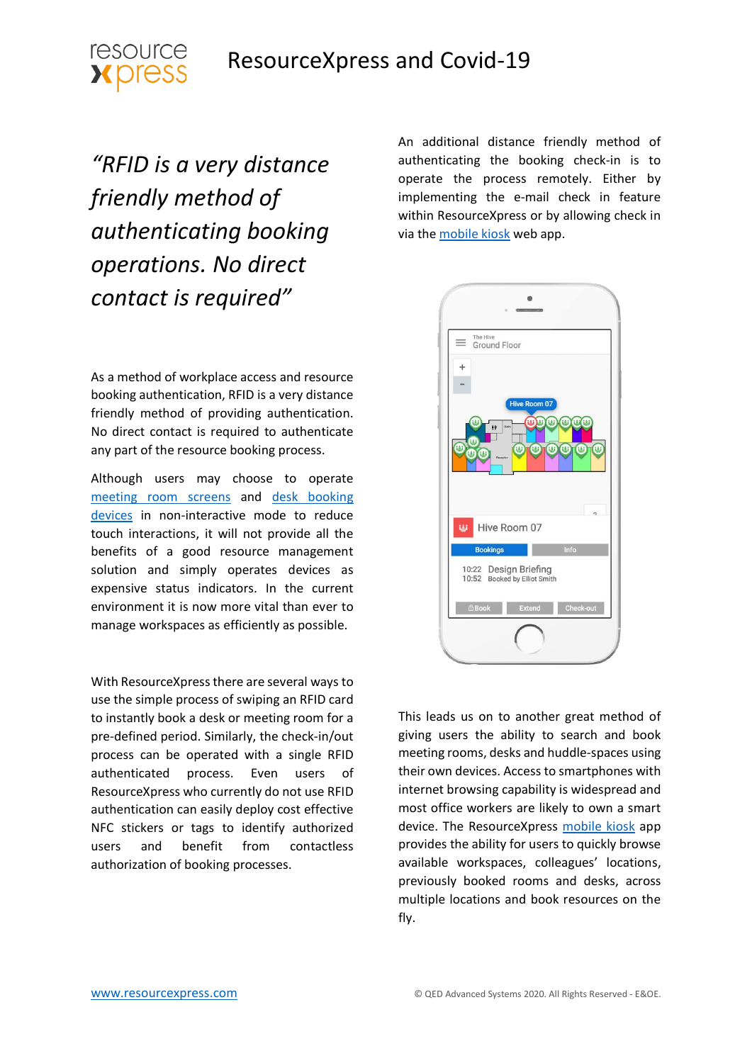# ResourceXpress and Covid-19

*"RFID is a very distance friendly method of authenticating booking operations. No direct contact is required"*

As a method of workplace access and resource booking authentication, RFID is a very distance friendly method of providing authentication. No direct contact is required to authenticate any part of the resource booking process.

Although users may choose to operate [meeting room screens]() and [desk booking devices]() in non-interactive mode to reduce touch interactions, it will not provide all the benefits of a good resource management solution and simply operates devices as expensive status indicators. In the current environment it is now more vital than ever to manage workspaces as efficiently as possible.

With ResourceXpress there are several ways to use the simple process of swiping an RFID card to instantly book a desk or meeting room for a pre-defined period. Similarly, the check-in/out process can be operated with a single RFID authenticated process. Even users of ResourceXpress who currently do not use RFID authentication can easily deploy cost effective NFC stickers or tags to identify authorized users and benefit from contactless authorization of booking processes.

An additional distance friendly method of authenticating the booking check-in is to operate the process remotely. Either by implementing the e-mail check in feature within ResourceXpress or by allowing check in via the [mobile kiosk]() web app.

This leads us on to another great method of giving users the ability to search and book meeting rooms, desks and huddle-spaces using their own devices. Access to smartphones with internet browsing capability is widespread and most office workers are likely to own a smart device. The ResourceXpress [mobile kiosk]() app provides the ability for users to quickly browse available workspaces, colleagues' locations, previously booked rooms and desks, across multiple locations and book resources on the fly.

[www.resourcexpress.com]()

© QED Advanced Systems 2020. All Rights Reserved - E&OE.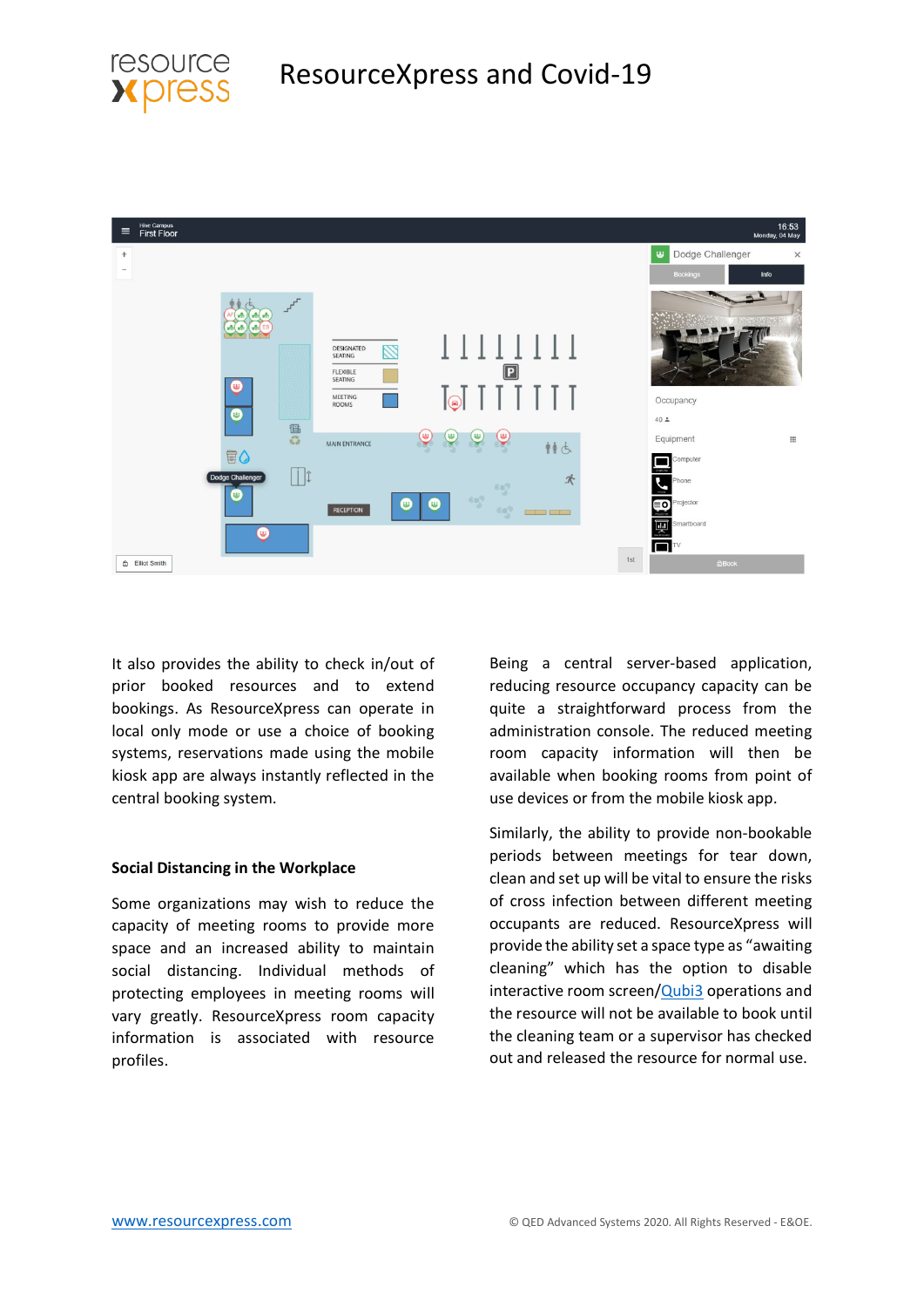It also provides the ability to check in/out of prior booked resources and to extend bookings. As ResourceXpress can operate in local only mode or use a choice of booking systems, reservations made using the mobile kiosk app are always instantly reflected in the central booking system.

### Social Distancing in the Workplace

Some organizations may wish to reduce the capacity of meeting rooms to provide more space and an increased ability to maintain social distancing. Individual methods of protecting employees in meeting rooms will vary greatly. ResourceXpress room capacity information is associated with resource profiles.

Being a central server-based application, reducing resource occupancy capacity can be quite a straightforward process from the administration console. The reduced meeting room capacity information will then be available when booking rooms from point of use devices or from the mobile kiosk app.

Similarly, the ability to provide non-bookable periods between meetings for tear down, clean and set up will be vital to ensure the risks of cross infection between different meeting occupants are reduced. ResourceXpress will provide the ability set a space type as "awaiting cleaning" which has the option to disable interactive room screen/Qubi3 operations and the resource will not be available to book until the cleaning team or a supervisor has checked out and released the resource for normal use.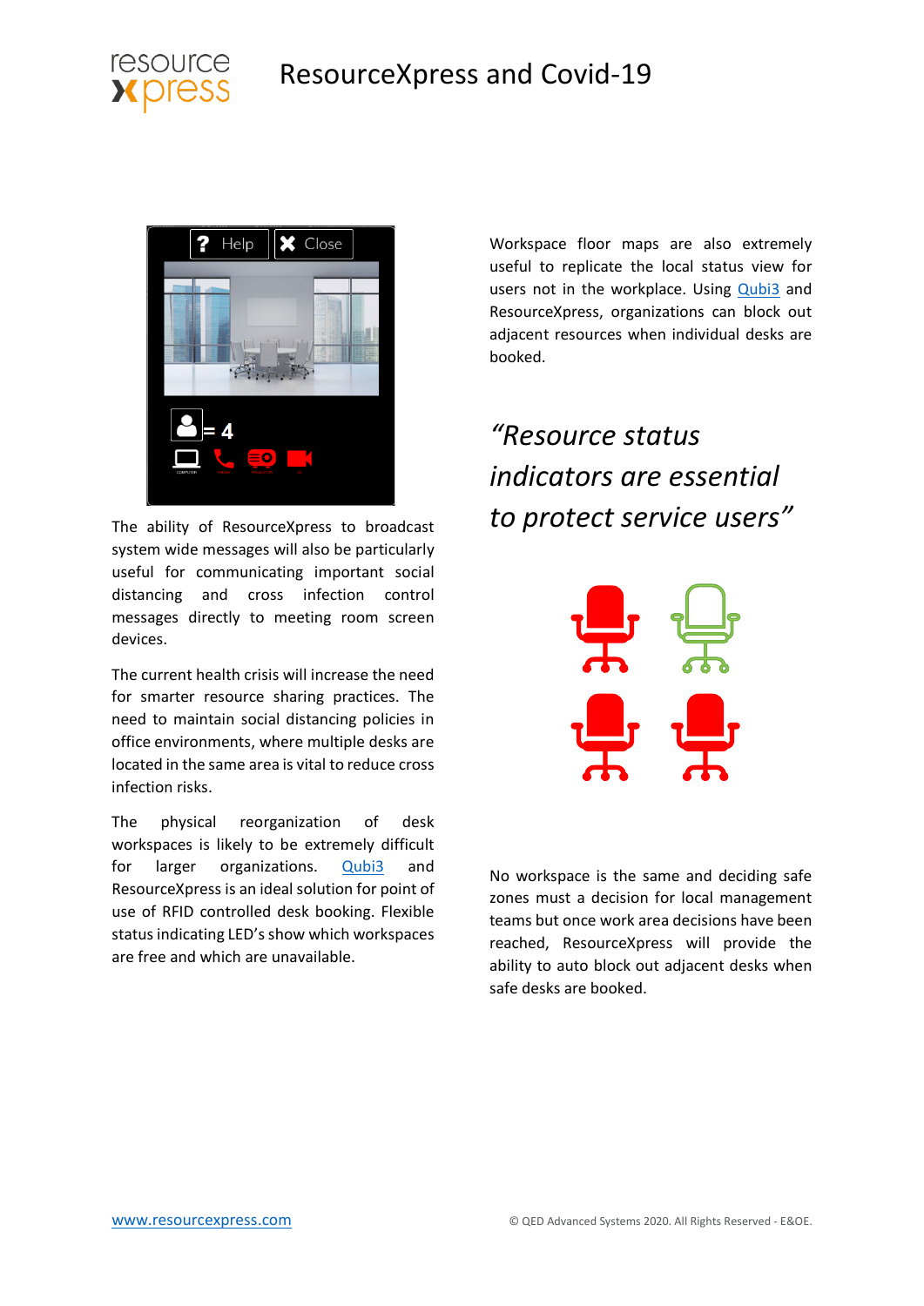The ability of ResourceXpress to broadcast system wide messages will also be particularly useful for communicating important social distancing and cross infection control messages directly to meeting room screen devices.

The current health crisis will increase the need for smarter resource sharing practices. The need to maintain social distancing policies in office environments, where multiple desks are located in the same area is vital to reduce cross infection risks.

The physical reorganization of desk workspaces is likely to be extremely difficult for larger organizations. [Qubi3](Qubi3) and ResourceXpress is an ideal solution for point of use of RFID controlled desk booking. Flexible status indicating LED's show which workspaces are free and which are unavailable.

Workspace floor maps are also extremely useful to replicate the local status view for users not in the workplace. Using [Qubi3](Qubi3) and ResourceXpress, organizations can block out adjacent resources when individual desks are booked.

*"Resource status indicators are essential to protect service users"*

No workspace is the same and deciding safe zones must a decision for local management teams but once work area decisions have been reached, ResourceXpress will provide the ability to auto block out adjacent desks when safe desks are booked.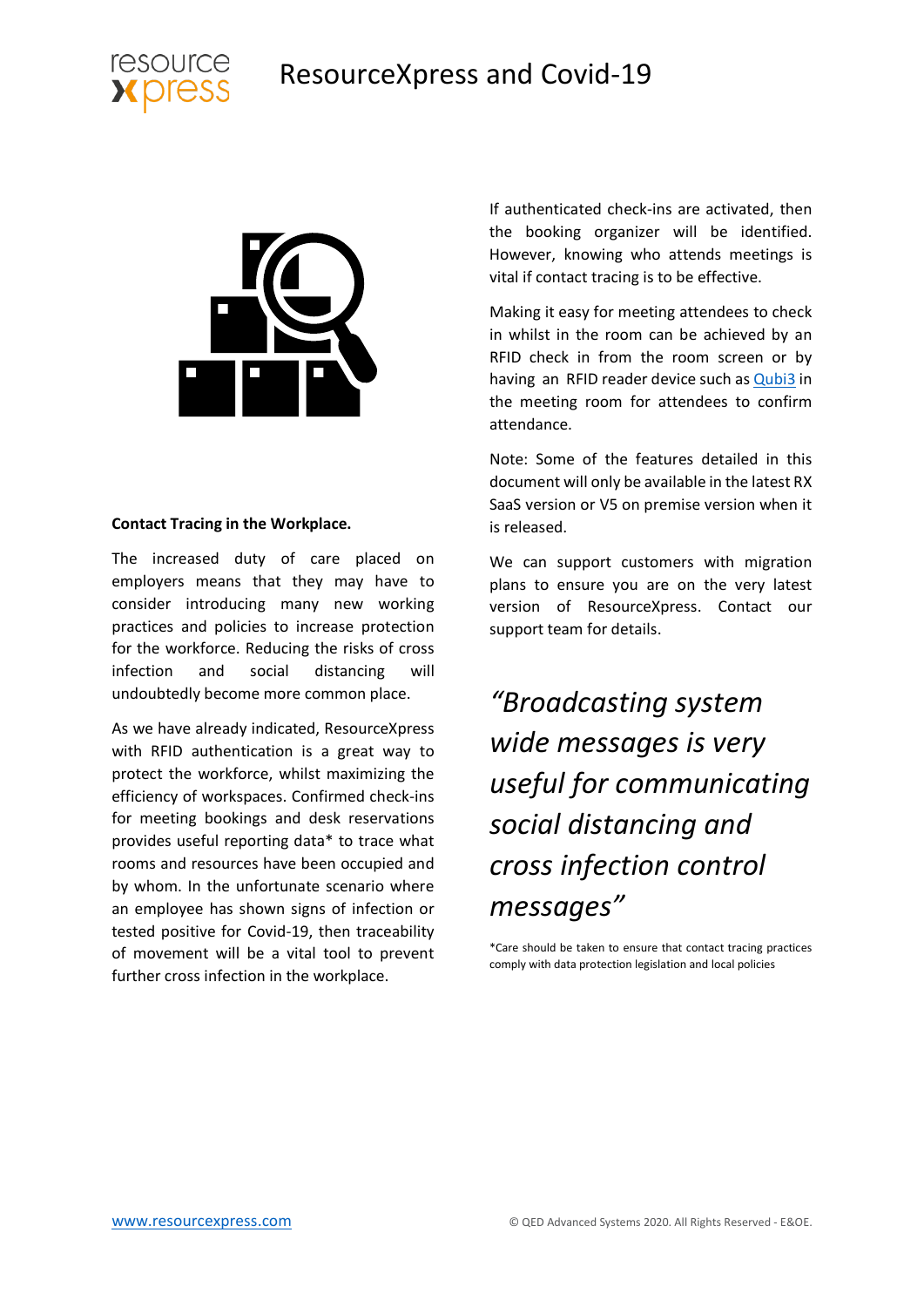# ResourceXpress and Covid-19

**Contact Tracing in the Workplace.**

The increased duty of care placed on employers means that they may have to consider introducing many new working practices and policies to increase protection for the workforce. Reducing the risks of cross infection and social distancing will undoubtedly become more common place.

As we have already indicated, ResourceXpress with RFID authentication is a great way to protect the workforce, whilst maximizing the efficiency of workspaces. Confirmed check-ins for meeting bookings and desk reservations provides useful reporting data* to trace what rooms and resources have been occupied and by whom. In the unfortunate scenario where an employee has shown signs of infection or tested positive for Covid-19, then traceability of movement will be a vital tool to prevent further cross infection in the workplace.

If authenticated check-ins are activated, then the booking organizer will be identified. However, knowing who attends meetings is vital if contact tracing is to be effective.

Making it easy for meeting attendees to check in whilst in the room can be achieved by an RFID check in from the room screen or by having an RFID reader device such as Qubi3 in the meeting room for attendees to confirm attendance.

Note: Some of the features detailed in this document will only be available in the latest RX SaaS version or V5 on premise version when it is released.

We can support customers with migration plans to ensure you are on the very latest version of ResourceXpress. Contact our support team for details.

*"Broadcasting system wide messages is very useful for communicating social distancing and cross infection control messages"*

*Care should be taken to ensure that contact tracing practices comply with data protection legislation and local policies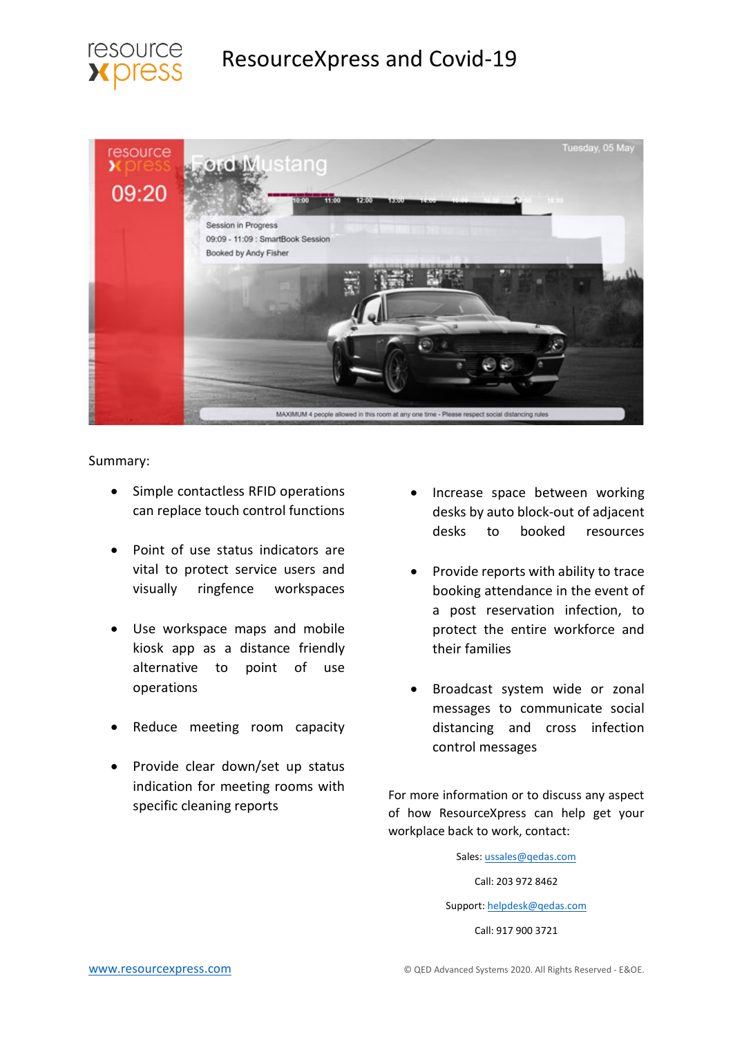# ResourceXpress and Covid-19

Summary:

- Simple contactless RFID operations can replace touch control functions
- Point of use status indicators are vital to protect service users and visually ringfence workspaces
- Use workspace maps and mobile kiosk app as a distance friendly alternative to point of use operations
- Reduce meeting room capacity
- Provide clear down/set up status indication for meeting rooms with specific cleaning reports
- Increase space between working desks by auto block-out of adjacent desks to booked resources
- Provide reports with ability to trace booking attendance in the event of a post reservation infection, to protect the entire workforce and their families
- Broadcast system wide or zonal messages to communicate social distancing and cross infection control messages

For more information or to discuss any aspect of how ResourceXpress can help get your workplace back to work, contact:

Sales: ussales@qedas.com

Call: 203 972 8462

Support: helpdesk@qedas.com

Call: 917 900 3721

www.resourcexpress.com

© QED Advanced Systems 2020. All Rights Reserved - E&OE.